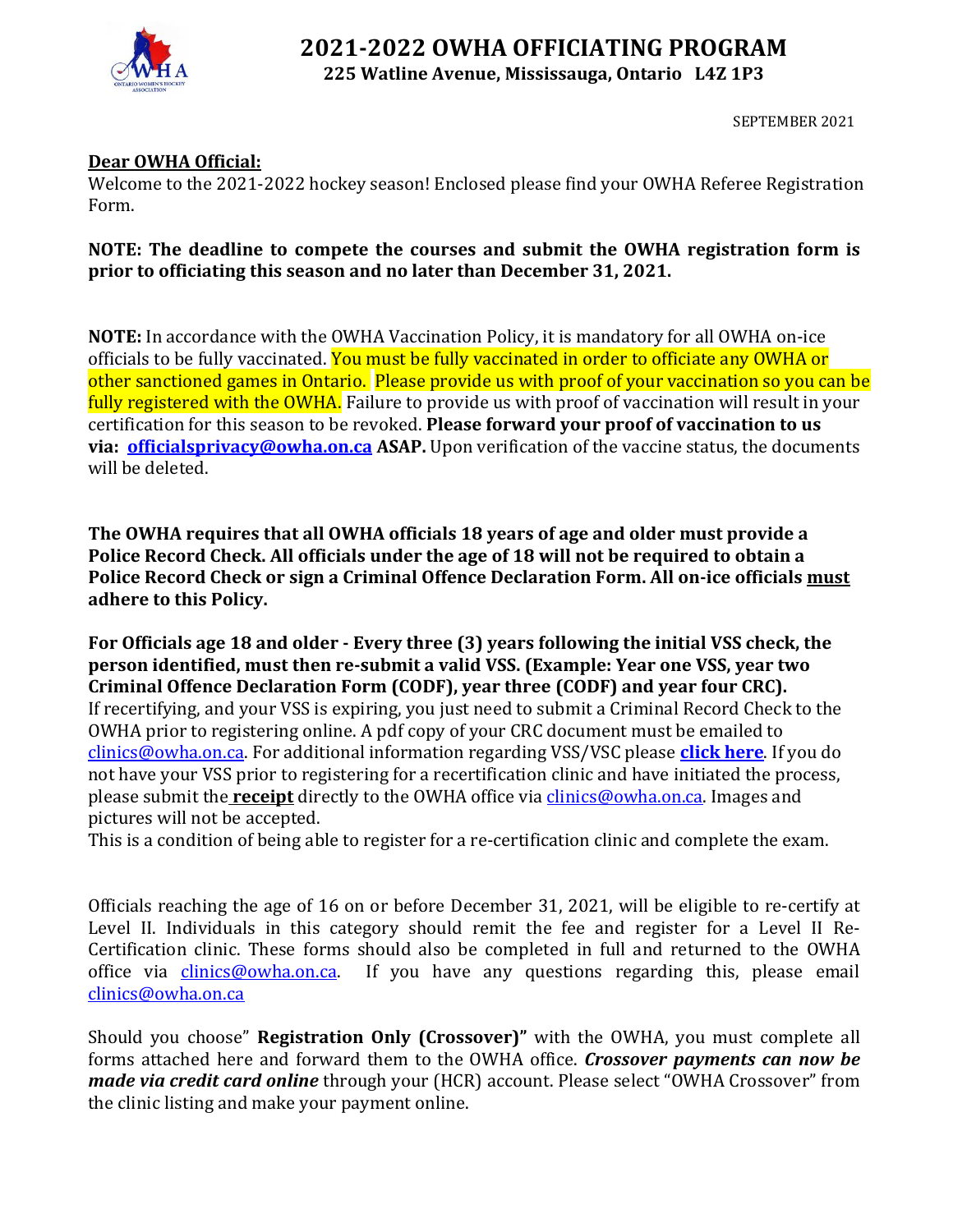# 2021-2022 OWHA OFFICIATING PROGRAM

**225 Watline Avenue, Mississauga, Ontario L4Z 1P3**

SEPTEMBER 2021

**Dear OWHA Official:**

Welcome to the 2021-2022 hockey season! Enclosed please find your OWHA Referee Registration Form.

**NOTE: The deadline to compete the courses and submit the OWHA registration form is prior to officiating this season and no later than December 31, 2021.**

**NOTE:** In accordance with the OWHA Vaccination Policy, it is mandatory for all OWHA on-ice officials to be fully vaccinated. You must be fully vaccinated in order to officiate any OWHA or other sanctioned games in Ontario. Please provide us with proof of your vaccination so you can be fully registered with the OWHA. Failure to provide us with proof of vaccination will result in your certification for this season to be revoked. **Please forward your proof of vaccination to us via: officialsprivacy@owha.on.ca ASAP.** Upon verification of the vaccine status, the documents will be deleted.

**The OWHA requires that all OWHA officials 18 years of age and older must provide a Police Record Check. All officials under the age of 18 will not be required to obtain a Police Record Check or sign a Criminal Offence Declaration Form. All on-ice officials must adhere to this Policy.**

**For Officials age 18 and older - Every three (3) years following the initial VSS check, the person identified, must then re-submit a valid VSS. (Example: Year one VSS, year two Criminal Offence Declaration Form (CODF), year three (CODF) and year four CRC).**

If recertifying, and your VSS is expiring, you just need to submit a Criminal Record Check to the OWHA prior to registering online. A pdf copy of your CRC document must be emailed to clinics@owha.on.ca. For additional information regarding VSS/VSC please **click here**. If you do not have your VSS prior to registering for a recertification clinic and have initiated the process, please submit the **receipt** directly to the OWHA office via clinics@owha.on.ca. Images and pictures will not be accepted.

This is a condition of being able to register for a re-certification clinic and complete the exam.

Officials reaching the age of 16 on or before December 31, 2021, will be eligible to re-certify at Level II. Individuals in this category should remit the fee and register for a Level II Re-Certification clinic. These forms should also be completed in full and returned to the OWHA office via clinics@owha.on.ca. If you have any questions regarding this, please email clinics@owha.on.ca

Should you choose" **Registration Only (Crossover)"** with the OWHA, you must complete all forms attached here and forward them to the OWHA office. ***Crossover payments can now be made via credit card online*** through your (HCR) account. Please select "OWHA Crossover" from the clinic listing and make your payment online.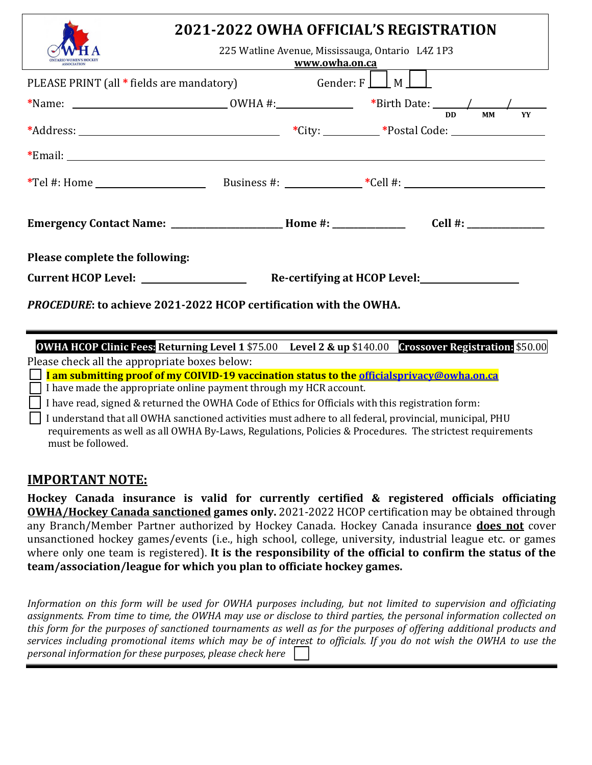# 2021-2022 OWHA OFFICIAL'S REGISTRATION

225 Watline Avenue, Mississauga, Ontario L4Z 1P3

www.owha.on.ca

PLEASE PRINT (all * fields are mandatory) Gender: F ☐ M ☐

*Name: ______________________ OWHA #:______________ *Birth Date: ____/____/____ DD MM YY

*Address: ______________________ *City: __________ *Postal Code: ______________

*Email: ______________________________________________

*Tel #: Home __________________ Business #: ______________ *Cell #: ______________________

**Emergency Contact Name: ______________________ Home #: ______________ Cell #: ______________**

**Please complete the following:**

**Current HCOP Level: __________________ Re-certifying at HCOP Level:__________________**

***PROCEDURE*: to achieve 2021-2022 HCOP certification with the OWHA.**

---

**OWHA HCOP Clinic Fees:** **Returning Level 1** $75.00 **Level 2 & up** $140.00 **Crossover Registration:** $50.00

Please check all the appropriate boxes below:

- ☐ **I am submitting proof of my COIVID-19 vaccination status to the officialsprivacy@owha.on.ca**
- ☐ I have made the appropriate online payment through my HCR account.
- ☐ I have read, signed & returned the OWHA Code of Ethics for Officials with this registration form:
- ☐ I understand that all OWHA sanctioned activities must adhere to all federal, provincial, municipal, PHU requirements as well as all OWHA By-Laws, Regulations, Policies & Procedures. The strictest requirements must be followed.

## IMPORTANT NOTE:

**Hockey Canada insurance is valid for currently certified & registered officials officiating OWHA/Hockey Canada sanctioned games only.** 2021-2022 HCOP certification may be obtained through any Branch/Member Partner authorized by Hockey Canada. Hockey Canada insurance **does not** cover unsanctioned hockey games/events (i.e., high school, college, university, industrial league etc. or games where only one team is registered). **It is the responsibility of the official to confirm the status of the team/association/league for which you plan to officiate hockey games.**

*Information on this form will be used for OWHA purposes including, but not limited to supervision and officiating assignments. From time to time, the OWHA may use or disclose to third parties, the personal information collected on this form for the purposes of sanctioned tournaments as well as for the purposes of offering additional products and services including promotional items which may be of interest to officials. If you do not wish the OWHA to use the personal information for these purposes, please check here* ☐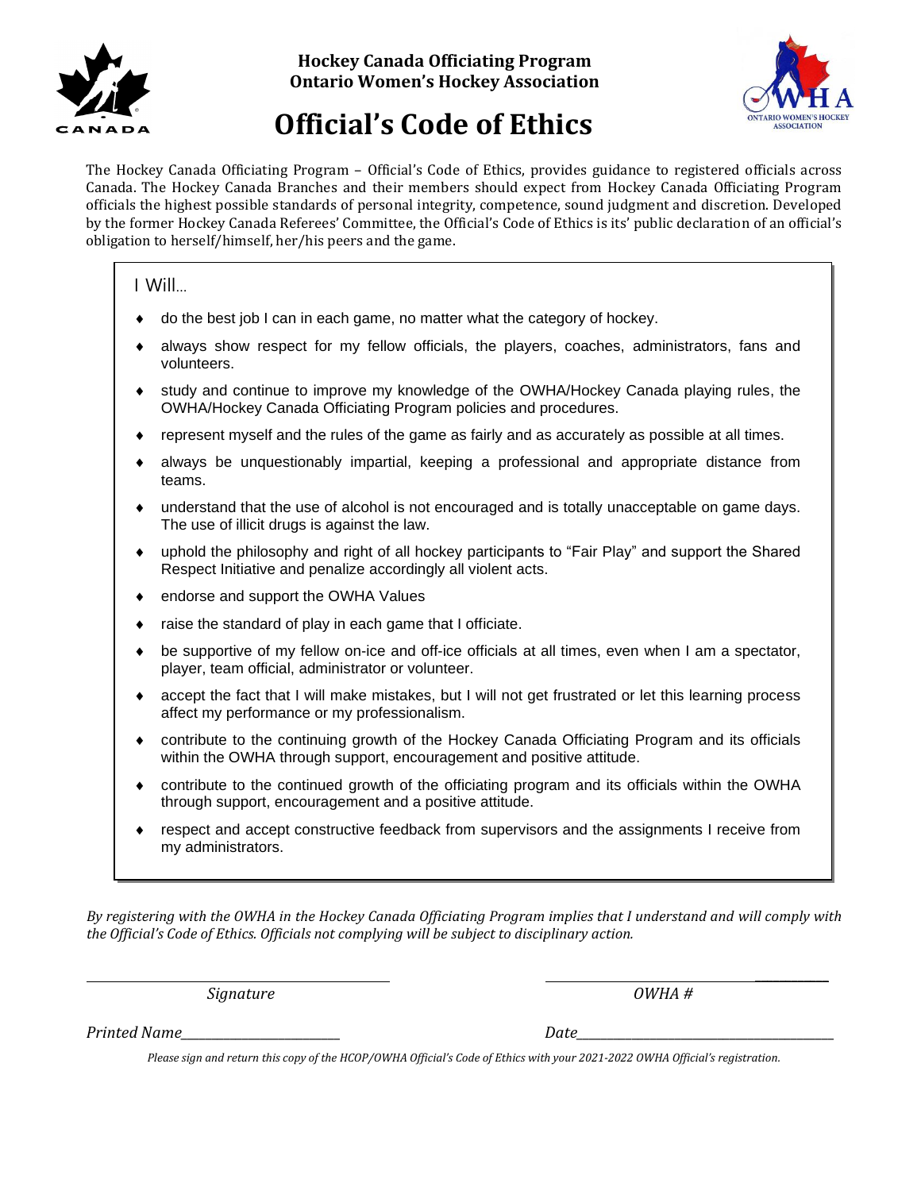**Hockey Canada Officiating Program**
**Ontario Women's Hockey Association**

# Official's Code of Ethics

The Hockey Canada Officiating Program – Official's Code of Ethics, provides guidance to registered officials across Canada. The Hockey Canada Branches and their members should expect from Hockey Canada Officiating Program officials the highest possible standards of personal integrity, competence, sound judgment and discretion. Developed by the former Hockey Canada Referees' Committee, the Official's Code of Ethics is its' public declaration of an official's obligation to herself/himself, her/his peers and the game.

I Will...

- do the best job I can in each game, no matter what the category of hockey.
- always show respect for my fellow officials, the players, coaches, administrators, fans and volunteers.
- study and continue to improve my knowledge of the OWHA/Hockey Canada playing rules, the OWHA/Hockey Canada Officiating Program policies and procedures.
- represent myself and the rules of the game as fairly and as accurately as possible at all times.
- always be unquestionably impartial, keeping a professional and appropriate distance from teams.
- understand that the use of alcohol is not encouraged and is totally unacceptable on game days. The use of illicit drugs is against the law.
- uphold the philosophy and right of all hockey participants to "Fair Play" and support the Shared Respect Initiative and penalize accordingly all violent acts.
- endorse and support the OWHA Values
- raise the standard of play in each game that I officiate.
- be supportive of my fellow on-ice and off-ice officials at all times, even when I am a spectator, player, team official, administrator or volunteer.
- accept the fact that I will make mistakes, but I will not get frustrated or let this learning process affect my performance or my professionalism.
- contribute to the continuing growth of the Hockey Canada Officiating Program and its officials within the OWHA through support, encouragement and positive attitude.
- contribute to the continued growth of the officiating program and its officials within the OWHA through support, encouragement and a positive attitude.
- respect and accept constructive feedback from supervisors and the assignments I receive from my administrators.

*By registering with the OWHA in the Hockey Canada Officiating Program implies that I understand and will comply with the Official's Code of Ethics. Officials not complying will be subject to disciplinary action.*

______________________________ *Signature*

______________________________ *OWHA #*

*Printed Name*______________________

*Date*______________________

*Please sign and return this copy of the HCOP/OWHA Official's Code of Ethics with your 2021-2022 OWHA Official's registration.*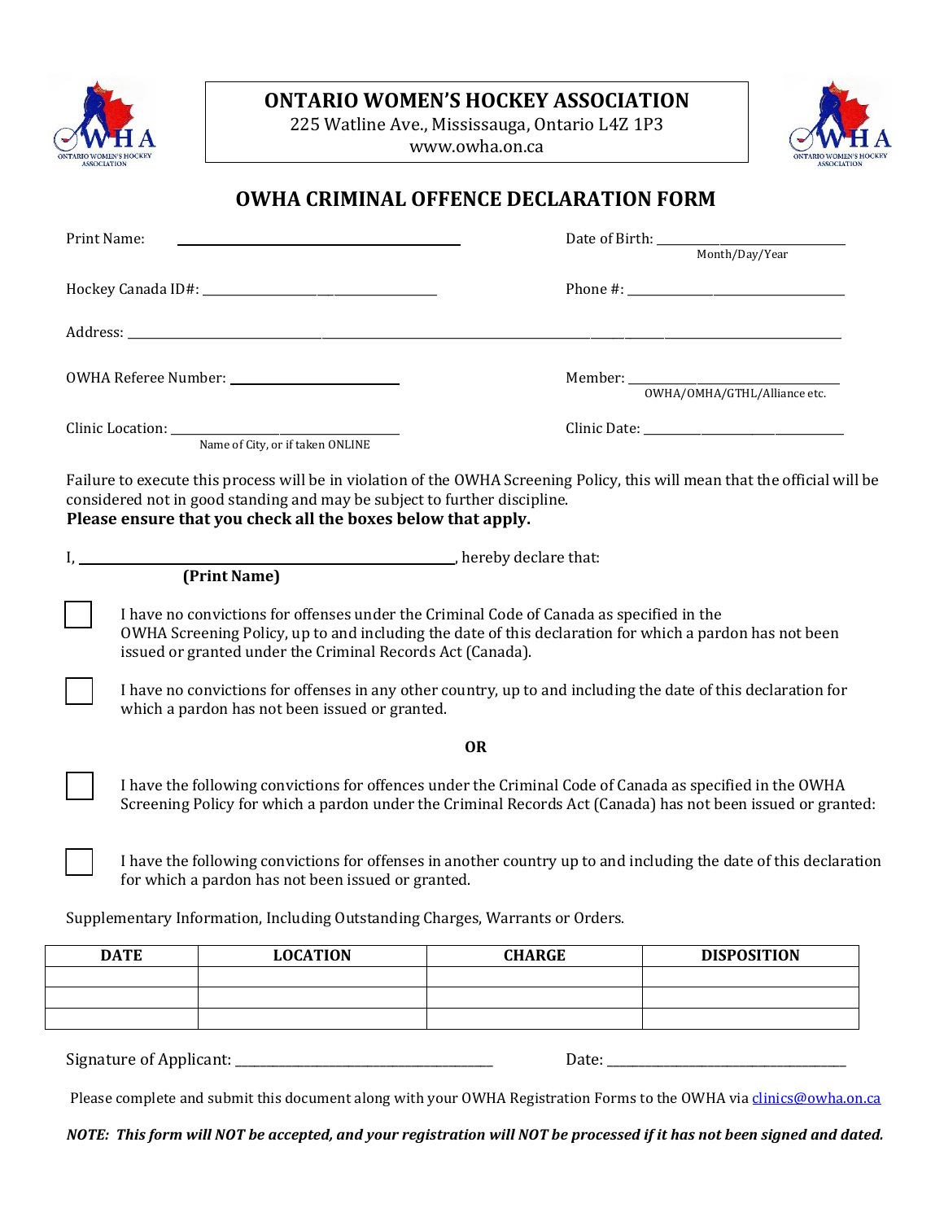# ONTARIO WOMEN'S HOCKEY ASSOCIATION

225 Watline Ave., Mississauga, Ontario L4Z 1P3
www.owha.on.ca

## OWHA CRIMINAL OFFENCE DECLARATION FORM

Print Name: ______________________________ Date of Birth: ______________________ (Month/Day/Year)

Hockey Canada ID#: ______________________________ Phone #: ______________________________

Address: __________________________________________________________________________

OWHA Referee Number: ______________________ Member: ______________________ (OWHA/OMHA/GTHL/Alliance etc.)

Clinic Location: ______________________ (Name of City, or if taken ONLINE) Clinic Date: ______________________

Failure to execute this process will be in violation of the OWHA Screening Policy, this will mean that the official will be considered not in good standing and may be subject to further discipline.
**Please ensure that you check all the boxes below that apply.**

I, ______________________________ **(Print Name)**, hereby declare that:

☐ I have no convictions for offenses under the Criminal Code of Canada as specified in the OWHA Screening Policy, up to and including the date of this declaration for which a pardon has not been issued or granted under the Criminal Records Act (Canada).

☐ I have no convictions for offenses in any other country, up to and including the date of this declaration for which a pardon has not been issued or granted.

**OR**

☐ I have the following convictions for offences under the Criminal Code of Canada as specified in the OWHA Screening Policy for which a pardon under the Criminal Records Act (Canada) has not been issued or granted:

☐ I have the following convictions for offenses in another country up to and including the date of this declaration for which a pardon has not been issued or granted.

Supplementary Information, Including Outstanding Charges, Warrants or Orders.

| DATE | LOCATION | CHARGE | DISPOSITION |
|---|---|---|---|
| | | | |
| | | | |
| | | | |

Signature of Applicant: ______________________________ Date: ______________________________

Please complete and submit this document along with your OWHA Registration Forms to the OWHA via clinics@owha.on.ca

***NOTE: This form will NOT be accepted, and your registration will NOT be processed if it has not been signed and dated.***